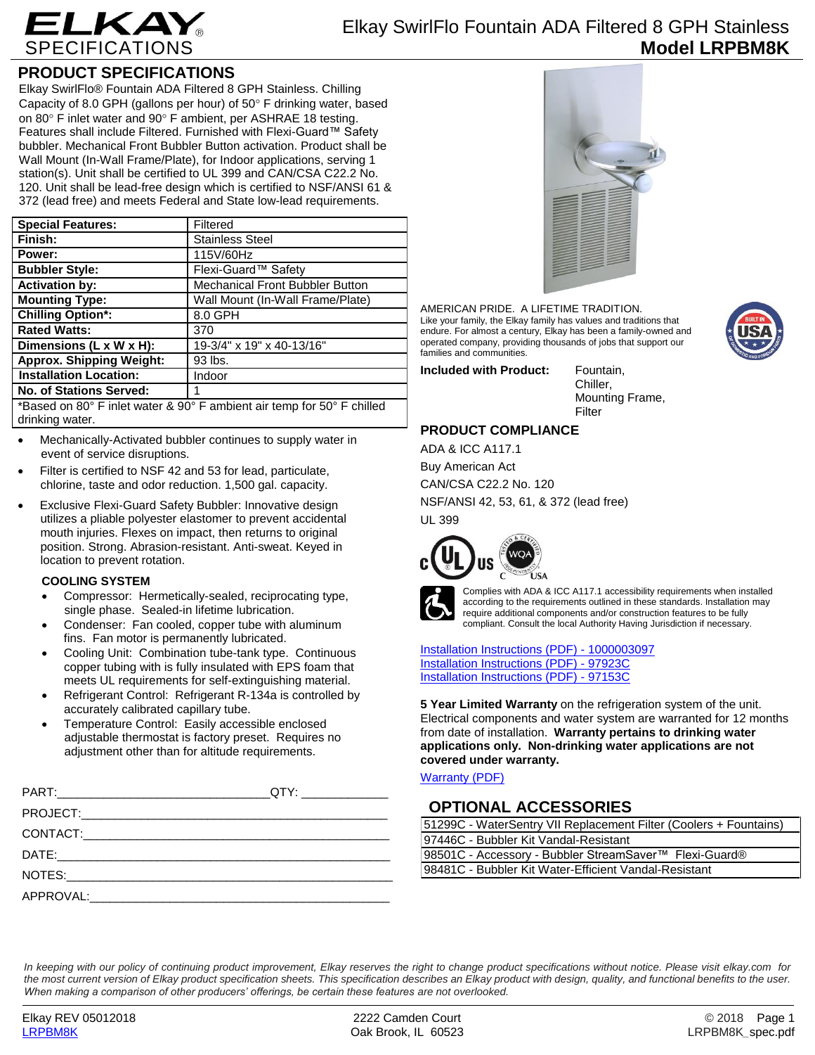# ELKAY SPECIFICATIONS

# Elkay SwirlFlo Fountain ADA Filtered 8 GPH Stainless
## Model LRPBM8K

## PRODUCT SPECIFICATIONS

Elkay SwirlFlo® Fountain ADA Filtered 8 GPH Stainless. Chilling Capacity of 8.0 GPH (gallons per hour) of 50° F drinking water, based on 80° F inlet water and 90° F ambient, per ASHRAE 18 testing. Features shall include Filtered. Furnished with Flexi-Guard™ Safety bubbler. Mechanical Front Bubbler Button activation. Product shall be Wall Mount (In-Wall Frame/Plate), for Indoor applications, serving 1 station(s). Unit shall be certified to UL 399 and CAN/CSA C22.2 No. 120. Unit shall be lead-free design which is certified to NSF/ANSI 61 & 372 (lead free) and meets Federal and State low-lead requirements.

| | |
|---|---|
| **Special Features:** | Filtered |
| **Finish:** | Stainless Steel |
| **Power:** | 115V/60Hz |
| **Bubbler Style:** | Flexi-Guard™ Safety |
| **Activation by:** | Mechanical Front Bubbler Button |
| **Mounting Type:** | Wall Mount (In-Wall Frame/Plate) |
| **Chilling Option*:** | 8.0 GPH |
| **Rated Watts:** | 370 |
| **Dimensions (L x W x H):** | 19-3/4" x 19" x 40-13/16" |
| **Approx. Shipping Weight:** | 93 lbs. |
| **Installation Location:** | Indoor |
| **No. of Stations Served:** | 1 |

*Based on 80° F inlet water & 90° F ambient air temp for 50° F chilled drinking water.

- Mechanically-Activated bubbler continues to supply water in event of service disruptions.
- Filter is certified to NSF 42 and 53 for lead, particulate, chlorine, taste and odor reduction. 1,500 gal. capacity.
- Exclusive Flexi-Guard Safety Bubbler: Innovative design utilizes a pliable polyester elastomer to prevent accidental mouth injuries. Flexes on impact, then returns to original position. Strong. Abrasion-resistant. Anti-sweat. Keyed in location to prevent rotation.

### COOLING SYSTEM

- Compressor: Hermetically-sealed, reciprocating type, single phase. Sealed-in lifetime lubrication.
- Condenser: Fan cooled, copper tube with aluminum fins. Fan motor is permanently lubricated.
- Cooling Unit: Combination tube-tank type. Continuous copper tubing with is fully insulated with EPS foam that meets UL requirements for self-extinguishing material.
- Refrigerant Control: Refrigerant R-134a is controlled by accurately calibrated capillary tube.
- Temperature Control: Easily accessible enclosed adjustable thermostat is factory preset. Requires no adjustment other than for altitude requirements.

PART:_______________________________QTY: ____________

PROJECT:______________________________________________

CONTACT:______________________________________________

DATE:_________________________________________________

NOTES:________________________________________________

APPROVAL:_____________________________________________

AMERICAN PRIDE. A LIFETIME TRADITION.
Like your family, the Elkay family has values and traditions that endure. For almost a century, Elkay has been a family-owned and operated company, providing thousands of jobs that support our families and communities.

**Included with Product:** Fountain, Chiller, Mounting Frame, Filter

## PRODUCT COMPLIANCE

ADA & ICC A117.1

Buy American Act

CAN/CSA C22.2 No. 120

NSF/ANSI 42, 53, 61, & 372 (lead free)

UL 399

Complies with ADA & ICC A117.1 accessibility requirements when installed according to the requirements outlined in these standards. Installation may require additional components and/or construction features to be fully compliant. Consult the local Authority Having Jurisdiction if necessary.

Installation Instructions (PDF) - 1000003097
Installation Instructions (PDF) - 97923C
Installation Instructions (PDF) - 97153C

**5 Year Limited Warranty** on the refrigeration system of the unit. Electrical components and water system are warranted for 12 months from date of installation. **Warranty pertains to drinking water applications only. Non-drinking water applications are not covered under warranty.**

Warranty (PDF)

## OPTIONAL ACCESSORIES

| |
|---|
| 51299C - WaterSentry VII Replacement Filter (Coolers + Fountains) |
| 97446C - Bubbler Kit Vandal-Resistant |
| 98501C - Accessory - Bubbler StreamSaver™ Flexi-Guard® |
| 98481C - Bubbler Kit Water-Efficient Vandal-Resistant |

*In keeping with our policy of continuing product improvement, Elkay reserves the right to change product specifications without notice. Please visit elkay.com for the most current version of Elkay product specification sheets. This specification describes an Elkay product with design, quality, and functional benefits to the user. When making a comparison of other producers' offerings, be certain these features are not overlooked.*

Elkay REV 05012018
LRPBM8K

2222 Camden Court
Oak Brook, IL 60523

© 2018
LRPBM8K_spec.pdf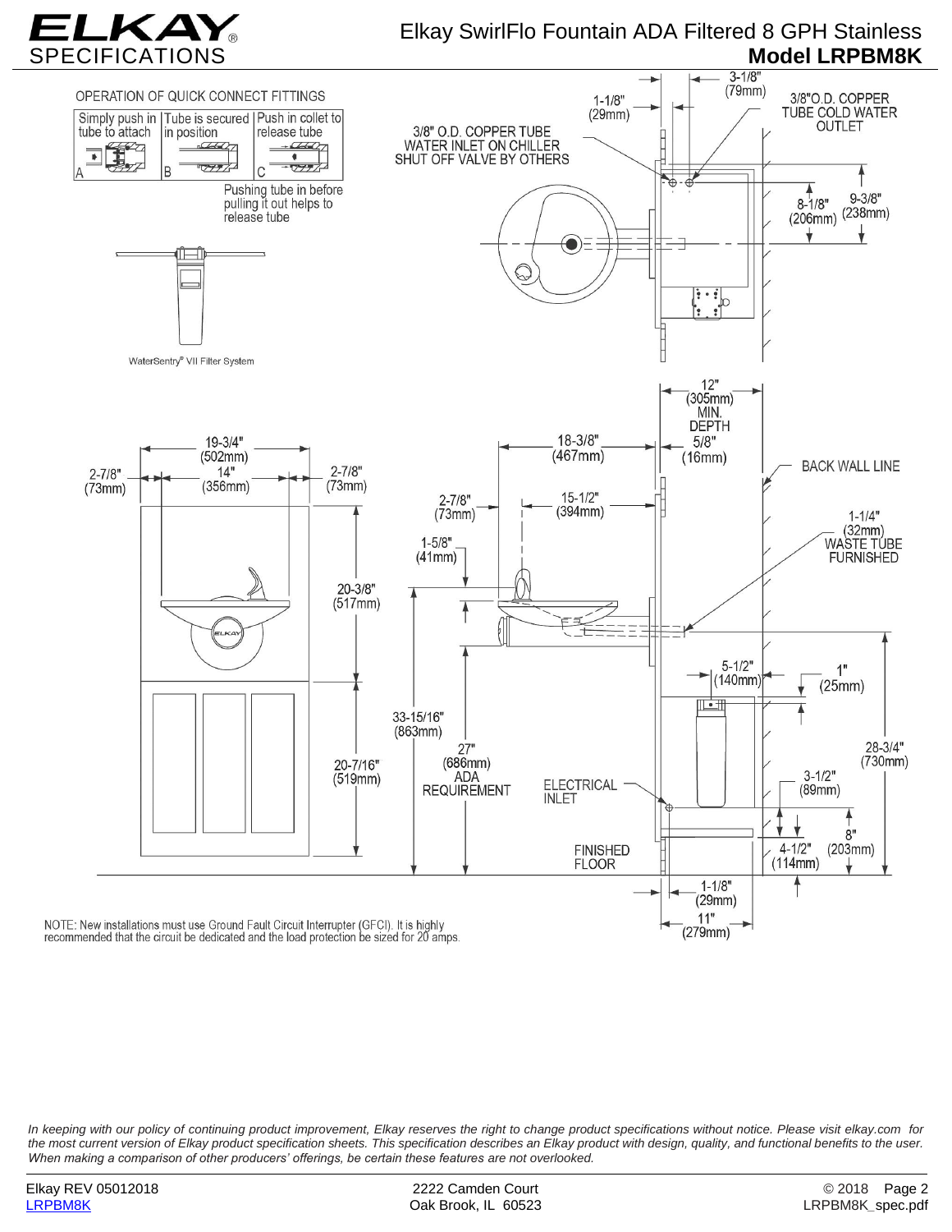# Elkay SwirlFlo Fountain ADA Filtered 8 GPH Stainless

## Model LRPBM8K

SPECIFICATIONS

OPERATION OF QUICK CONNECT FITTINGS

| Simply push in tube to attach | Tube is secured in position | Push in collet to release tube |
|---|---|---|
| A | B | C |

Pushing tube in before pulling it out helps to release tube

WaterSentry® VII Filter System

3/8" O.D. COPPER TUBE WATER INLET ON CHILLER SHUT OFF VALVE BY OTHERS

3/8" O.D. COPPER TUBE COLD WATER OUTLET

1-1/8" (29mm)

3-1/8" (79mm)

8-1/8" (206mm)

9-3/8" (238mm)

12" (305mm) MIN. DEPTH

19-3/4" (502mm)

2-7/8" (73mm)

14" (356mm)

2-7/8" (73mm)

18-3/8" (467mm)

5/8" (16mm)

BACK WALL LINE

2-7/8" (73mm)

15-1/2" (394mm)

1-5/8" (41mm)

1-1/4" (32mm) WASTE TUBE FURNISHED

20-3/8" (517mm)

5-1/2" (140mm)

1" (25mm)

33-15/16" (863mm)

27" (686mm) ADA REQUIREMENT

20-7/16" (519mm)

ELECTRICAL INLET

28-3/4" (730mm)

3-1/2" (89mm)

8" (203mm)

4-1/2" (114mm)

FINISHED FLOOR

1-1/8" (29mm)

11" (279mm)

NOTE: New installations must use Ground Fault Circuit Interrupter (GFCI). It is highly recommended that the circuit be dedicated and the load protection be sized for 20 amps.

*In keeping with our policy of continuing product improvement, Elkay reserves the right to change product specifications without notice. Please visit elkay.com for the most current version of Elkay product specification sheets. This specification describes an Elkay product with design, quality, and functional benefits to the user. When making a comparison of other producers' offerings, be certain these features are not overlooked.*

Elkay REV 05012018 | 2222 Camden Court, Oak Brook, IL 60523 | © 2018
LRPBM8K | LRPBM8K_spec.pdf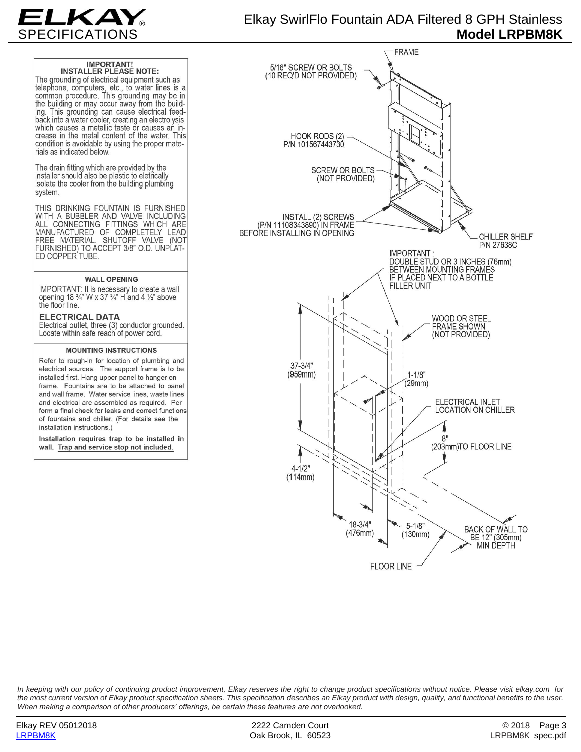# ELKAY SPECIFICATIONS

## Elkay SwirlFlo Fountain ADA Filtered 8 GPH Stainless
## Model LRPBM8K

**IMPORTANT!**
**INSTALLER PLEASE NOTE:**

The grounding of electrical equipment such as telephone, computers, etc., to water lines is a common procedure. This grounding may be in the building or may occur away from the building. This grounding can cause electrical feedback into a water cooler, creating an electrolysis which causes a metallic taste or causes an increase in the metal content of the water. This condition is avoidable by using the proper materials as indicated below.

The drain fitting which are provided by the installer should also be plastic to eletrically isolate the cooler from the building plumbing system.

THIS DRINKING FOUNTAIN IS FURNISHED WITH A BUBBLER AND VALVE INCLUDING ALL CONNECTING FITTINGS WHICH ARE MANUFACTURED OF COMPLETELY LEAD FREE MATERIAL. SHUTOFF VALVE (NOT FURNISHED) TO ACCEPT 3/8" O.D. UNPLATED COPPER TUBE.

**WALL OPENING**

IMPORTANT: It is necessary to create a wall opening 18 ¾" W x 37 ¾" H and 4 ½" above the floor line.

**ELECTRICAL DATA**

Electrical outlet, three (3) conductor grounded. Locate within safe reach of power cord.

**MOUNTING INSTRUCTIONS**

Refer to rough-in for location of plumbing and electrical sources. The support frame is to be installed first. Hang upper panel to hanger on frame. Fountains are to be attached to panel and wall frame. Water service lines, waste lines and electrical are assembled as required. Perform a final check for leaks and correct functions of fountains and chiller. (For details see the installation instructions.)

**Installation requires trap to be installed in wall. Trap and service stop not included.**

FRAME
5/16" SCREW OR BOLTS (10 REQ'D NOT PROVIDED)
HOOK RODS (2) P/N 101567443730
SCREW OR BOLTS (NOT PROVIDED)
INSTALL (2) SCREWS (P/N 11108343890) IN FRAME BEFORE INSTALLING IN OPENING
CHILLER SHELF P/N 27638C
IMPORTANT : DOUBLE STUD OR 3 INCHES (76mm) BETWEEN MOUNTING FRAMES IF PLACED NEXT TO A BOTTLE FILLER UNIT
WOOD OR STEEL FRAME SHOWN (NOT PROVIDED)
37-3/4" (959mm)
1-1/8" (29mm)
ELECTRICAL INLET LOCATION ON CHILLER
8" (203mm)TO FLOOR LINE
4-1/2" (114mm)
18-3/4" (476mm)
5-1/8" (130mm)
BACK OF WALL TO BE 12" (305mm) MIN DEPTH
FLOOR LINE

*In keeping with our policy of continuing product improvement, Elkay reserves the right to change product specifications without notice. Please visit elkay.com for the most current version of Elkay product specification sheets. This specification describes an Elkay product with design, quality, and functional benefits to the user. When making a comparison of other producers' offerings, be certain these features are not overlooked.*

Elkay REV 05012018
LRPBM8K

2222 Camden Court
Oak Brook, IL 60523

© 2018
LRPBM8K_spec.pdf